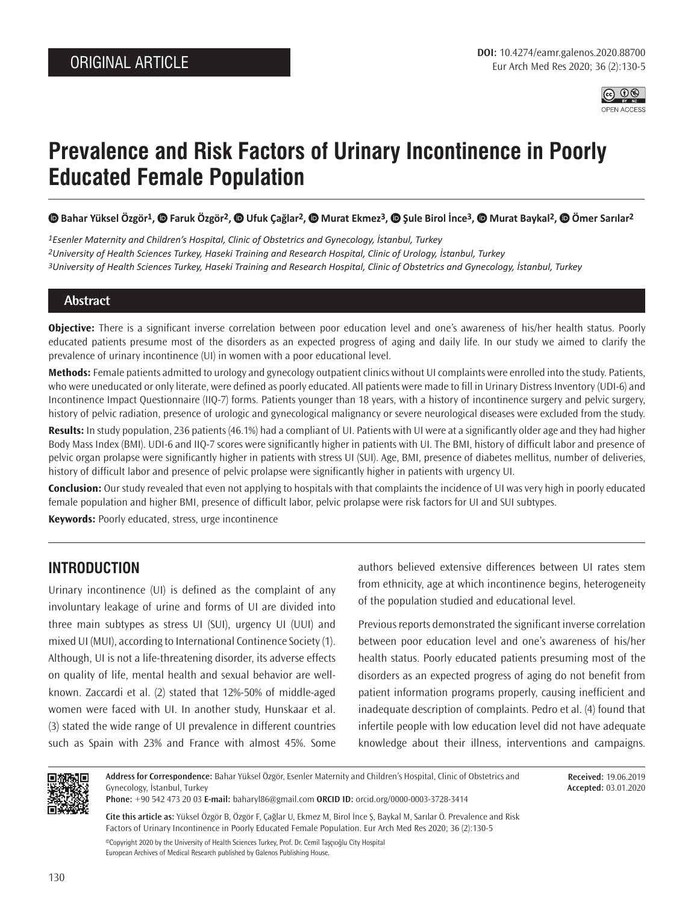ORIGINAL ARTICLE

DOI: 10.4274/eamr.galenos.2020.88700

OPEN ACCESS

# Prevalence and Risk Factors of Urinary Incontinence in Poorly Educated Female Population

Bahar Yüksel Özgör[1], Faruk Özgör[2], Ufuk Çağlar[2], Murat Ekmez[3], Şule Birol İnce[3], Murat Baykal[2], Ömer Sarılar[2]

[1]*Esenler Maternity and Children's Hospital, Clinic of Obstetrics and Gynecology, İstanbul, Turkey*

[2]*University of Health Sciences Turkey, Haseki Training and Research Hospital, Clinic of Urology, İstanbul, Turkey*

[3]*University of Health Sciences Turkey, Haseki Training and Research Hospital, Clinic of Obstetrics and Gynecology, İstanbul, Turkey*

## Abstract

**Objective:** There is a significant inverse correlation between poor education level and one's awareness of his/her health status. Poorly educated patients presume most of the disorders as an expected progress of aging and daily life. In our study we aimed to clarify the prevalence of urinary incontinence (UI) in women with a poor educational level.

**Methods:** Female patients admitted to urology and gynecology outpatient clinics without UI complaints were enrolled into the study. Patients, who were uneducated or only literate, were defined as poorly educated. All patients were made to fill in Urinary Distress Inventory (UDI-6) and Incontinence Impact Questionnaire (IIQ-7) forms. Patients younger than 18 years, with a history of incontinence surgery and pelvic surgery, history of pelvic radiation, presence of urologic and gynecological malignancy or severe neurological diseases were excluded from the study.

**Results:** In study population, 236 patients (46.1%) had a compliant of UI. Patients with UI were at a significantly older age and they had higher Body Mass Index (BMI). UDI-6 and IIQ-7 scores were significantly higher in patients with UI. The BMI, history of difficult labor and presence of pelvic organ prolapse were significantly higher in patients with stress UI (SUI). Age, BMI, presence of diabetes mellitus, number of deliveries, history of difficult labor and presence of pelvic prolapse were significantly higher in patients with urgency UI.

**Conclusion:** Our study revealed that even not applying to hospitals with that complaints the incidence of UI was very high in poorly educated female population and higher BMI, presence of difficult labor, pelvic prolapse were risk factors for UI and SUI subtypes.

**Keywords:** Poorly educated, stress, urge incontinence

## INTRODUCTION

Urinary incontinence (UI) is defined as the complaint of any involuntary leakage of urine and forms of UI are divided into three main subtypes as stress UI (SUI), urgency UI (UUI) and mixed UI (MUI), according to International Continence Society (1). Although, UI is not a life-threatening disorder, its adverse effects on quality of life, mental health and sexual behavior are well-known. Zaccardi et al. (2) stated that 12%-50% of middle-aged women were faced with UI. In another study, Hunskaar et al. (3) stated the wide range of UI prevalence in different countries such as Spain with 23% and France with almost 45%. Some authors believed extensive differences between UI rates stem from ethnicity, age at which incontinence begins, heterogeneity of the population studied and educational level.

Previous reports demonstrated the significant inverse correlation between poor education level and one's awareness of his/her health status. Poorly educated patients presuming most of the disorders as an expected progress of aging do not benefit from patient information programs properly, causing inefficient and inadequate description of complaints. Pedro et al. (4) found that infertile people with low education level did not have adequate knowledge about their illness, interventions and campaigns.

**Address for Correspondence:** Bahar Yüksel Özgör, Esenler Maternity and Children's Hospital, Clinic of Obstetrics and Gynecology, İstanbul, Turkey
**Phone:** +90 542 473 20 03 **E-mail:** baharyl86@gmail.com **ORCID ID:** orcid.org/0000-0003-3728-3414

**Received:** 19.06.2019
**Accepted:** 03.01.2020

**Cite this article as:** Yüksel Özgör B, Özgör F, Çağlar U, Ekmez M, Birol İnce Ş, Baykal M, Sarılar Ö. Prevalence and Risk Factors of Urinary Incontinence in Poorly Educated Female Population. Eur Arch Med Res 2020; 36 (2):130-5

©Copyright 2020 by the University of Health Sciences Turkey, Prof. Dr. Cemil Taşçıoğlu City Hospital
European Archives of Medical Research published by Galenos Publishing House.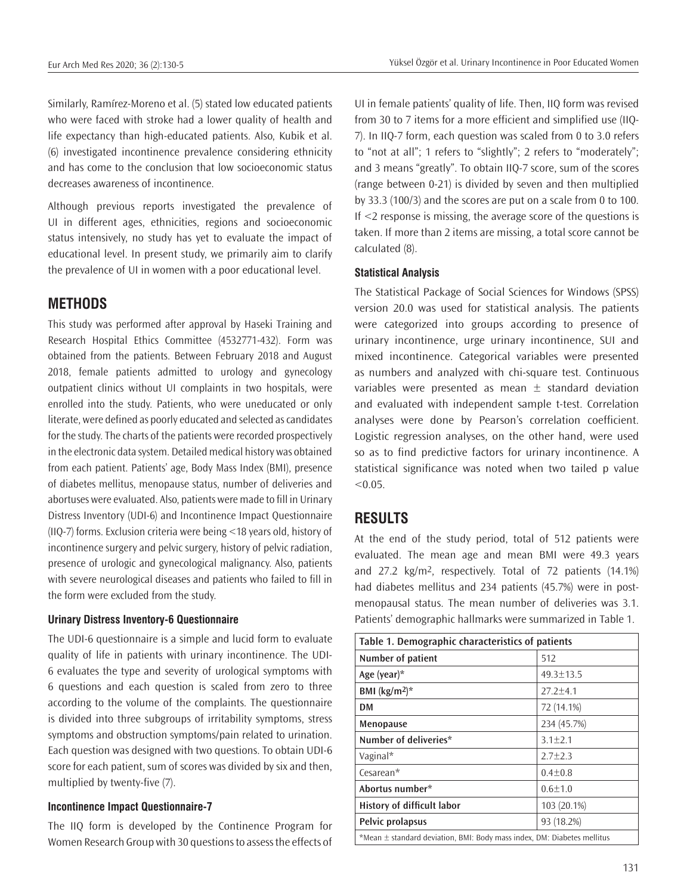Similarly, Ramírez-Moreno et al. (5) stated low educated patients who were faced with stroke had a lower quality of health and life expectancy than high-educated patients. Also, Kubik et al. (6) investigated incontinence prevalence considering ethnicity and has come to the conclusion that low socioeconomic status decreases awareness of incontinence.

Although previous reports investigated the prevalence of UI in different ages, ethnicities, regions and socioeconomic status intensively, no study has yet to evaluate the impact of educational level. In present study, we primarily aim to clarify the prevalence of UI in women with a poor educational level.

## METHODS

This study was performed after approval by Haseki Training and Research Hospital Ethics Committee (4532771-432). Form was obtained from the patients. Between February 2018 and August 2018, female patients admitted to urology and gynecology outpatient clinics without UI complaints in two hospitals, were enrolled into the study. Patients, who were uneducated or only literate, were defined as poorly educated and selected as candidates for the study. The charts of the patients were recorded prospectively in the electronic data system. Detailed medical history was obtained from each patient. Patients' age, Body Mass Index (BMI), presence of diabetes mellitus, menopause status, number of deliveries and abortuses were evaluated. Also, patients were made to fill in Urinary Distress Inventory (UDI-6) and Incontinence Impact Questionnaire (IIQ-7) forms. Exclusion criteria were being <18 years old, history of incontinence surgery and pelvic surgery, history of pelvic radiation, presence of urologic and gynecological malignancy. Also, patients with severe neurological diseases and patients who failed to fill in the form were excluded from the study.

### Urinary Distress Inventory-6 Questionnaire

The UDI-6 questionnaire is a simple and lucid form to evaluate quality of life in patients with urinary incontinence. The UDI-6 evaluates the type and severity of urological symptoms with 6 questions and each question is scaled from zero to three according to the volume of the complaints. The questionnaire is divided into three subgroups of irritability symptoms, stress symptoms and obstruction symptoms/pain related to urination. Each question was designed with two questions. To obtain UDI-6 score for each patient, sum of scores was divided by six and then, multiplied by twenty-five (7).

### Incontinence Impact Questionnaire-7

The IIQ form is developed by the Continence Program for Women Research Group with 30 questions to assess the effects of UI in female patients' quality of life. Then, IIQ form was revised from 30 to 7 items for a more efficient and simplified use (IIQ-7). In IIQ-7 form, each question was scaled from 0 to 3.0 refers to "not at all"; 1 refers to "slightly"; 2 refers to "moderately"; and 3 means "greatly". To obtain IIQ-7 score, sum of the scores (range between 0-21) is divided by seven and then multiplied by 33.3 (100/3) and the scores are put on a scale from 0 to 100. If <2 response is missing, the average score of the questions is taken. If more than 2 items are missing, a total score cannot be calculated (8).

### Statistical Analysis

The Statistical Package of Social Sciences for Windows (SPSS) version 20.0 was used for statistical analysis. The patients were categorized into groups according to presence of urinary incontinence, urge urinary incontinence, SUI and mixed incontinence. Categorical variables were presented as numbers and analyzed with chi-square test. Continuous variables were presented as mean ± standard deviation and evaluated with independent sample t-test. Correlation analyses were done by Pearson's correlation coefficient. Logistic regression analyses, on the other hand, were used so as to find predictive factors for urinary incontinence. A statistical significance was noted when two tailed p value <0.05.

## RESULTS

At the end of the study period, total of 512 patients were evaluated. The mean age and mean BMI were 49.3 years and 27.2 kg/m$^2$, respectively. Total of 72 patients (14.1%) had diabetes mellitus and 234 patients (45.7%) were in post-menopausal status. The mean number of deliveries was 3.1. Patients' demographic hallmarks were summarized in Table 1.

**Table 1. Demographic characteristics of patients**

| | |
|---|---|
| **Number of patient** | 512 |
| **Age (year)*** | 49.3±13.5 |
| **BMI (kg/m$^2$)*** | 27.2±4.1 |
| **DM** | 72 (14.1%) |
| **Menopause** | 234 (45.7%) |
| **Number of deliveries*** | 3.1±2.1 |
| Vaginal* | 2.7±2.3 |
| Cesarean* | 0.4±0.8 |
| **Abortus number*** | 0.6±1.0 |
| **History of difficult labor** | 103 (20.1%) |
| **Pelvic prolapsus** | 93 (18.2%) |

*Mean ± standard deviation, BMI: Body mass index, DM: Diabetes mellitus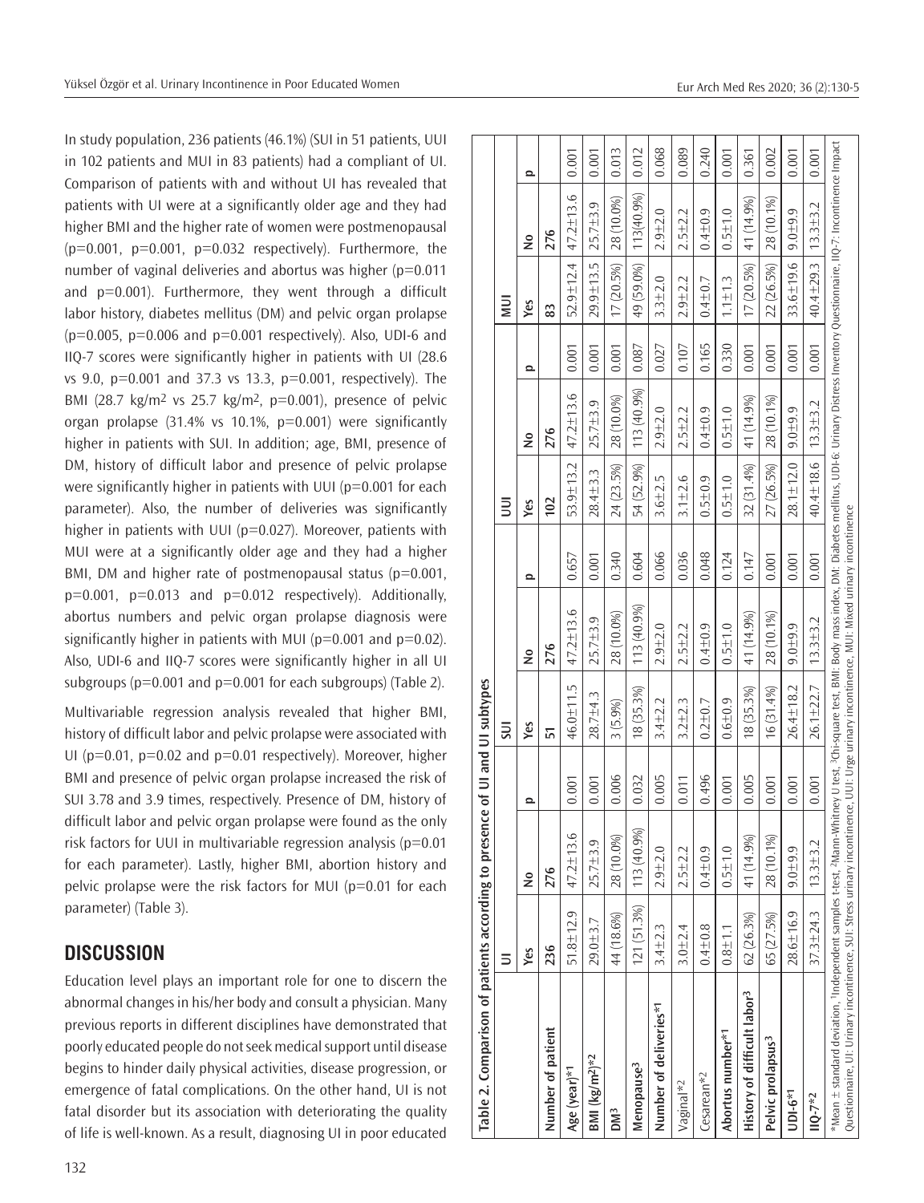In study population, 236 patients (46.1%) (SUI in 51 patients, UUI in 102 patients and MUI in 83 patients) had a compliant of UI. Comparison of patients with and without UI has revealed that patients with UI were at a significantly older age and they had higher BMI and the higher rate of women were postmenopausal (p=0.001, p=0.001, p=0.032 respectively). Furthermore, the number of vaginal deliveries and abortus was higher (p=0.011 and p=0.001). Furthermore, they went through a difficult labor history, diabetes mellitus (DM) and pelvic organ prolapse (p=0.005, p=0.006 and p=0.001 respectively). Also, UDI-6 and IIQ-7 scores were significantly higher in patients with UI (28.6 vs 9.0, p=0.001 and 37.3 vs 13.3, p=0.001, respectively). The BMI (28.7 kg/m$^2$ vs 25.7 kg/m$^2$, p=0.001), presence of pelvic organ prolapse (31.4% vs 10.1%, p=0.001) were significantly higher in patients with SUI. In addition; age, BMI, presence of DM, history of difficult labor and presence of pelvic prolapse were significantly higher in patients with UUI (p=0.001 for each parameter). Also, the number of deliveries was significantly higher in patients with UUI (p=0.027). Moreover, patients with MUI were at a significantly older age and they had a higher BMI, DM and higher rate of postmenopausal status (p=0.001, p=0.001, p=0.013 and p=0.012 respectively). Additionally, abortus numbers and pelvic organ prolapse diagnosis were significantly higher in patients with MUI (p=0.001 and p=0.02). Also, UDI-6 and IIQ-7 scores were significantly higher in all UI subgroups (p=0.001 and p=0.001 for each subgroups) (Table 2).

Multivariable regression analysis revealed that higher BMI, history of difficult labor and pelvic prolapse were associated with UI (p=0.01, p=0.02 and p=0.01 respectively). Moreover, higher BMI and presence of pelvic organ prolapse increased the risk of SUI 3.78 and 3.9 times, respectively. Presence of DM, history of difficult labor and pelvic organ prolapse were found as the only risk factors for UUI in multivariable regression analysis (p=0.01 for each parameter). Lastly, higher BMI, abortion history and pelvic prolapse were the risk factors for MUI (p=0.01 for each parameter) (Table 3).

**Table 2. Comparison of patients according to presence of UI and UI subtypes**

| | UI | | | SUI | | | UUI | | | MUI | | |
|---|---|---|---|---|---|---|---|---|---|---|---|---|
| | Yes | No | p | Yes | No | p | Yes | No | p | Yes | No | p |
| **Number of patient** | **236** | **276** | | **51** | **276** | | **102** | **276** | | **83** | **276** | |
| **Age (year)*1** | 51.8±12.9 | 47.2±13.6 | 0.001 | 46.0±11.5 | 47.2±13.6 | 0.657 | 53.9±13.2 | 47.2±13.6 | 0.001 | 52.9±12.4 | 47.2±13.6 | 0.001 |
| **BMI (kg/m$^2$)*2** | 29.0±3.7 | 25.7±3.9 | 0.001 | 28.7±4.3 | 25.7±3.9 | 0.001 | 28.4±3.3 | 25.7±3.9 | 0.001 | 29.9±13.5 | 25.7±3.9 | 0.001 |
| **DM3** | 44 (18.6%) | 28 (10.0%) | 0.006 | 3 (5.9%) | 28 (10.0%) | 0.340 | 24 (23.5%) | 28 (10.0%) | 0.001 | 17 (20.5%) | 28 (10.0%) | 0.013 |
| **Menopause3** | 121 (51.3%) | 113 (40.9%) | 0.032 | 18 (35.3%) | 113 (40.9%) | 0.604 | 54 (52.9%) | 113 (40.9%) | 0.087 | 49 (59.0%) | 113(40.9%) | 0.012 |
| **Number of deliveries*1** | 3.4±2.3 | 2.9±2.0 | 0.005 | 3.4±2.2 | 2.9±2.0 | 0.066 | 3.6±2.5 | 2.9±2.0 | 0.027 | 3.3±2.0 | 2.9±2.0 | 0.068 |
| Vaginal*2 | 3.0±2.4 | 2.5±2.2 | 0.011 | 3.2±2.3 | 2.5±2.2 | 0.036 | 3.1±2.6 | 2.5±2.2 | 0.107 | 2.9±2.2 | 2.5±2.2 | 0.089 |
| Cesarean*2 | 0.4±0.8 | 0.4±0.9 | 0.496 | 0.2±0.7 | 0.4±0.9 | 0.048 | 0.5±0.9 | 0.4±0.9 | 0.165 | 0.4±0.7 | 0.4±0.9 | 0.240 |
| **Abortus number*1** | 0.8±1.1 | 0.5±1.0 | 0.001 | 0.6±0.9 | 0.5±1.0 | 0.124 | 0.5±1.0 | 0.5±1.0 | 0.330 | 1.1±1.3 | 0.5±1.0 | 0.001 |
| **History of difficult labor3** | 62 (26.3%) | 41 (14.9%) | 0.005 | 18 (35.3%) | 41 (14.9%) | 0.147 | 32 (31.4%) | 41 (14.9%) | 0.001 | 17 (20.5%) | 41 (14.9%) | 0.361 |
| **Pelvic prolapsus3** | 65 (27.5%) | 28 (10.1%) | 0.001 | 16 (31.4%) | 28 (10.1%) | 0.001 | 27 (26.5%) | 28 (10.1%) | 0.001 | 22 (26.5%) | 28 (10.1%) | 0.002 |
| **UDI-6*1** | 28.6±16.9 | 9.0±9.9 | 0.001 | 26.4±18.2 | 9.0±9.9 | 0.001 | 28.1±12.0 | 9.0±9.9 | 0.001 | 33.6±19.6 | 9.0±9.9 | 0.001 |
| **IIQ-7*2** | 37.3±24.3 | 13.3±3.2 | 0.001 | 26.1±22.7 | 13.3±3.2 | 0.001 | 40.4±18.6 | 13.3±3.2 | 0.001 | 40.4±29.3 | 13.3±3.2 | 0.001 |

*Mean ± standard deviation, 1Independent samples t-test, 2Mann-Whitney U test, 3Chi-square test, BMI: Body mass index, DM: Diabetes mellitus, UDI-6: Urinary Distress Inventory Questionnaire, IIQ-7: Incontinence Impact Questionnaire, UI: Urinary incontinence, SUI: Stress urinary incontinence, UUI: Urge urinary incontinence, MUI: Mixed urinary incontinence

## DISCUSSION

Education level plays an important role for one to discern the abnormal changes in his/her body and consult a physician. Many previous reports in different disciplines have demonstrated that poorly educated people do not seek medical support until disease begins to hinder daily physical activities, disease progression, or emergence of fatal complications. On the other hand, UI is not fatal disorder but its association with deteriorating the quality of life is well-known. As a result, diagnosing UI in poor educated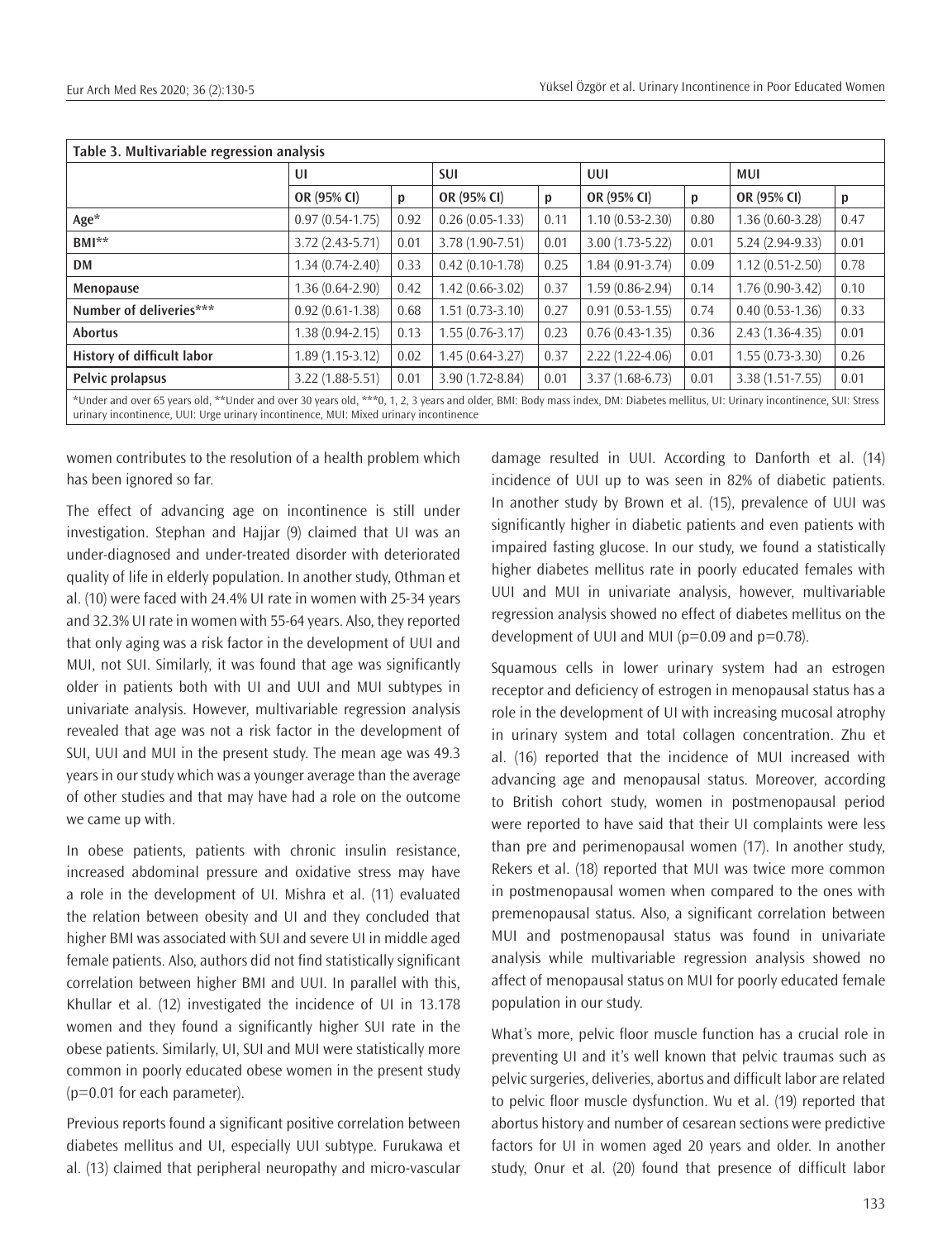**Table 3. Multivariable regression analysis**

| | UI | | SUI | | UUI | | MUI | |
|---|---|---|---|---|---|---|---|---|
| | OR (95% CI) | p | OR (95% CI) | p | OR (95% CI) | p | OR (95% CI) | p |
| **Age*** | 0.97 (0.54-1.75) | 0.92 | 0.26 (0.05-1.33) | 0.11 | 1.10 (0.53-2.30) | 0.80 | 1.36 (0.60-3.28) | 0.47 |
| **BMI**** | 3.72 (2.43-5.71) | 0.01 | 3.78 (1.90-7.51) | 0.01 | 3.00 (1.73-5.22) | 0.01 | 5.24 (2.94-9.33) | 0.01 |
| **DM** | 1.34 (0.74-2.40) | 0.33 | 0.42 (0.10-1.78) | 0.25 | 1.84 (0.91-3.74) | 0.09 | 1.12 (0.51-2.50) | 0.78 |
| **Menopause** | 1.36 (0.64-2.90) | 0.42 | 1.42 (0.66-3.02) | 0.37 | 1.59 (0.86-2.94) | 0.14 | 1.76 (0.90-3.42) | 0.10 |
| **Number of deliveries***** | 0.92 (0.61-1.38) | 0.68 | 1.51 (0.73-3.10) | 0.27 | 0.91 (0.53-1.55) | 0.74 | 0.40 (0.53-1.36) | 0.33 |
| **Abortus** | 1.38 (0.94-2.15) | 0.13 | 1.55 (0.76-3.17) | 0.23 | 0.76 (0.43-1.35) | 0.36 | 2.43 (1.36-4.35) | 0.01 |
| **History of difficult labor** | 1.89 (1.15-3.12) | 0.02 | 1.45 (0.64-3.27) | 0.37 | 2.22 (1.22-4.06) | 0.01 | 1.55 (0.73-3.30) | 0.26 |
| **Pelvic prolapsus** | 3.22 (1.88-5.51) | 0.01 | 3.90 (1.72-8.84) | 0.01 | 3.37 (1.68-6.73) | 0.01 | 3.38 (1.51-7.55) | 0.01 |

*Under and over 65 years old, **Under and over 30 years old, ***0, 1, 2, 3 years and older, BMI: Body mass index, DM: Diabetes mellitus, UI: Urinary incontinence, SUI: Stress urinary incontinence, UUI: Urge urinary incontinence, MUI: Mixed urinary incontinence

women contributes to the resolution of a health problem which has been ignored so far.

The effect of advancing age on incontinence is still under investigation. Stephan and Hajjar (9) claimed that UI was an under-diagnosed and under-treated disorder with deteriorated quality of life in elderly population. In another study, Othman et al. (10) were faced with 24.4% UI rate in women with 25-34 years and 32.3% UI rate in women with 55-64 years. Also, they reported that only aging was a risk factor in the development of UUI and MUI, not SUI. Similarly, it was found that age was significantly older in patients both with UI and UUI and MUI subtypes in univariate analysis. However, multivariable regression analysis revealed that age was not a risk factor in the development of SUI, UUI and MUI in the present study. The mean age was 49.3 years in our study which was a younger average than the average of other studies and that may have had a role on the outcome we came up with.

In obese patients, patients with chronic insulin resistance, increased abdominal pressure and oxidative stress may have a role in the development of UI. Mishra et al. (11) evaluated the relation between obesity and UI and they concluded that higher BMI was associated with SUI and severe UI in middle aged female patients. Also, authors did not find statistically significant correlation between higher BMI and UUI. In parallel with this, Khullar et al. (12) investigated the incidence of UI in 13.178 women and they found a significantly higher SUI rate in the obese patients. Similarly, UI, SUI and MUI were statistically more common in poorly educated obese women in the present study (p=0.01 for each parameter).

Previous reports found a significant positive correlation between diabetes mellitus and UI, especially UUI subtype. Furukawa et al. (13) claimed that peripheral neuropathy and micro-vascular damage resulted in UUI. According to Danforth et al. (14) incidence of UUI up to was seen in 82% of diabetic patients. In another study by Brown et al. (15), prevalence of UUI was significantly higher in diabetic patients and even patients with impaired fasting glucose. In our study, we found a statistically higher diabetes mellitus rate in poorly educated females with UUI and MUI in univariate analysis, however, multivariable regression analysis showed no effect of diabetes mellitus on the development of UUI and MUI (p=0.09 and p=0.78).

Squamous cells in lower urinary system had an estrogen receptor and deficiency of estrogen in menopausal status has a role in the development of UI with increasing mucosal atrophy in urinary system and total collagen concentration. Zhu et al. (16) reported that the incidence of MUI increased with advancing age and menopausal status. Moreover, according to British cohort study, women in postmenopausal period were reported to have said that their UI complaints were less than pre and perimenopausal women (17). In another study, Rekers et al. (18) reported that MUI was twice more common in postmenopausal women when compared to the ones with premenopausal status. Also, a significant correlation between MUI and postmenopausal status was found in univariate analysis while multivariable regression analysis showed no affect of menopausal status on MUI for poorly educated female population in our study.

What's more, pelvic floor muscle function has a crucial role in preventing UI and it's well known that pelvic traumas such as pelvic surgeries, deliveries, abortus and difficult labor are related to pelvic floor muscle dysfunction. Wu et al. (19) reported that abortus history and number of cesarean sections were predictive factors for UI in women aged 20 years and older. In another study, Onur et al. (20) found that presence of difficult labor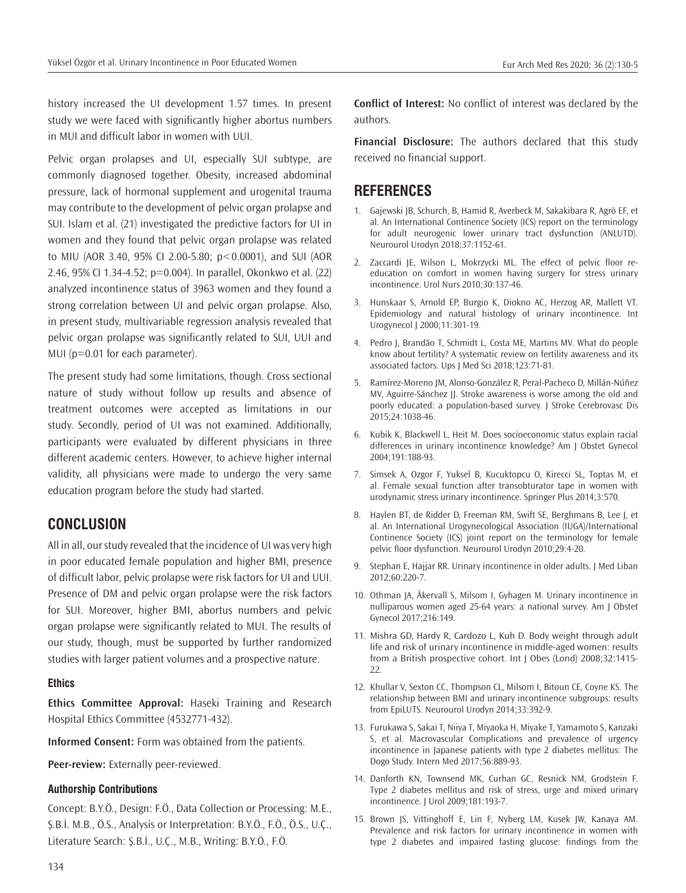history increased the UI development 1.57 times. In present study we were faced with significantly higher abortus numbers in MUI and difficult labor in women with UUI.

Pelvic organ prolapses and UI, especially SUI subtype, are commonly diagnosed together. Obesity, increased abdominal pressure, lack of hormonal supplement and urogenital trauma may contribute to the development of pelvic organ prolapse and SUI. Islam et al. (21) investigated the predictive factors for UI in women and they found that pelvic organ prolapse was related to MIU (AOR 3.40, 95% CI 2.00-5.80; p<0.0001), and SUI (AOR 2.46, 95% CI 1.34-4.52; p=0.004). In parallel, Okonkwo et al. (22) analyzed incontinence status of 3963 women and they found a strong correlation between UI and pelvic organ prolapse. Also, in present study, multivariable regression analysis revealed that pelvic organ prolapse was significantly related to SUI, UUI and MUI (p=0.01 for each parameter).

The present study had some limitations, though. Cross sectional nature of study without follow up results and absence of treatment outcomes were accepted as limitations in our study. Secondly, period of UI was not examined. Additionally, participants were evaluated by different physicians in three different academic centers. However, to achieve higher internal validity, all physicians were made to undergo the very same education program before the study had started.

## CONCLUSION

All in all, our study revealed that the incidence of UI was very high in poor educated female population and higher BMI, presence of difficult labor, pelvic prolapse were risk factors for UI and UUI. Presence of DM and pelvic organ prolapse were the risk factors for SUI. Moreover, higher BMI, abortus numbers and pelvic organ prolapse were significantly related to MUI. The results of our study, though, must be supported by further randomized studies with larger patient volumes and a prospective nature.

### Ethics

**Ethics Committee Approval:** Haseki Training and Research Hospital Ethics Committee (4532771-432).

**Informed Consent:** Form was obtained from the patients.

**Peer-review:** Externally peer-reviewed.

### Authorship Contributions

Concept: B.Y.Ö., Design: F.Ö., Data Collection or Processing: M.E., Ş.B.İ. M.B., Ö.S., Analysis or Interpretation: B.Y.Ö., F.Ö., Ö.S., U.Ç., Literature Search: Ş.B.İ., U.Ç., M.B., Writing: B.Y.Ö., F.Ö.

**Conflict of Interest:** No conflict of interest was declared by the authors.

**Financial Disclosure:** The authors declared that this study received no financial support.

## REFERENCES

1. Gajewski JB, Schurch, B, Hamid R, Averbeck M, Sakakibara R, Agrò EF, et al. An International Continence Society (ICS) report on the terminology for adult neurogenic lower urinary tract dysfunction (ANLUTD). Neurourol Urodyn 2018;37:1152-61.
2. Zaccardi JE, Wilson L, Mokrzycki ML. The effect of pelvic floor re-education on comfort in women having surgery for stress urinary incontinence. Urol Nurs 2010;30:137-46.
3. Hunskaar S, Arnold EP, Burgio K, Diokno AC, Herzog AR, Mallett VT. Epidemiology and natural histology of urinary incontinence. Int Urogynecol J 2000;11:301-19.
4. Pedro J, Brandão T, Schmidt L, Costa ME, Martins MV. What do people know about fertility? A systematic review on fertility awareness and its associated factors. Ups J Med Sci 2018;123:71-81.
5. Ramírez-Moreno JM, Alonso-González R, Peral-Pacheco D, Millán-Núñez MV, Aguirre-Sánchez JJ. Stroke awareness is worse among the old and poorly educated: a population-based survey. J Stroke Cerebrovasc Dis 2015;24:1038-46.
6. Kubik K, Blackwell L, Heit M. Does socioeconomic status explain racial differences in urinary incontinence knowledge? Am J Obstet Gynecol 2004;191:188-93.
7. Simsek A, Ozgor F, Yuksel B, Kucuktopcu O, Kirecci SL, Toptas M, et al. Female sexual function after transobturator tape in women with urodynamic stress urinary incontinence. Springer Plus 2014;3:570.
8. Haylen BT, de Ridder D, Freeman RM, Swift SE, Berghmans B, Lee J, et al. An International Urogynecological Association (IUGA)/International Continence Society (ICS) joint report on the terminology for female pelvic floor dysfunction. Neurourol Urodyn 2010;29:4-20.
9. Stephan E, Hajjar RR. Urinary incontinence in older adults. J Med Liban 2012;60:220-7.
10. Othman JA, Åkervall S, Milsom I, Gyhagen M. Urinary incontinence in nulliparous women aged 25-64 years: a national survey. Am J Obstet Gynecol 2017;216:149.
11. Mishra GD, Hardy R, Cardozo L, Kuh D. Body weight through adult life and risk of urinary incontinence in middle-aged women: results from a British prospective cohort. Int J Obes (Lond) 2008;32:1415-22.
12. Khullar V, Sexton CC, Thompson CL, Milsom I, Bitoun CE, Coyne KS. The relationship between BMI and urinary incontinence subgroups: results from EpiLUTS. Neurourol Urodyn 2014;33:392-9.
13. Furukawa S, Sakai T, Niiya T, Miyaoka H, Miyake T, Yamamoto S, Kanzaki S, et al. Macrovascular Complications and prevalence of urgency incontinence in Japanese patients with type 2 diabetes mellitus: The Dogo Study. Intern Med 2017;56:889-93.
14. Danforth KN, Townsend MK, Curhan GC, Resnick NM, Grodstein F. Type 2 diabetes mellitus and risk of stress, urge and mixed urinary incontinence. J Urol 2009;181:193-7.
15. Brown JS, Vittinghoff E, Lin F, Nyberg LM, Kusek JW, Kanaya AM. Prevalence and risk factors for urinary incontinence in women with type 2 diabetes and impaired fasting glucose: findings from the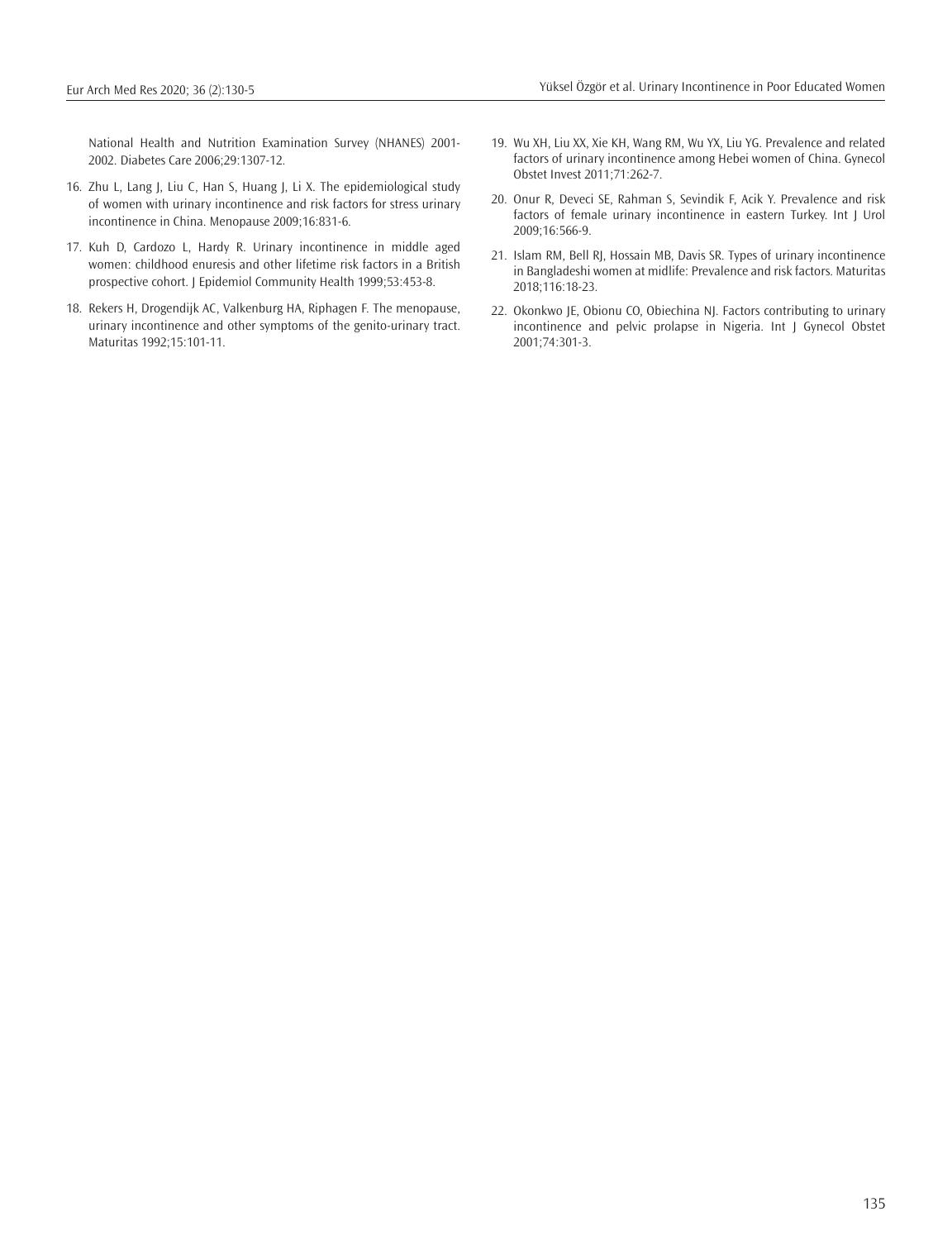National Health and Nutrition Examination Survey (NHANES) 2001-2002. Diabetes Care 2006;29:1307-12.

16. Zhu L, Lang J, Liu C, Han S, Huang J, Li X. The epidemiological study of women with urinary incontinence and risk factors for stress urinary incontinence in China. Menopause 2009;16:831-6.
17. Kuh D, Cardozo L, Hardy R. Urinary incontinence in middle aged women: childhood enuresis and other lifetime risk factors in a British prospective cohort. J Epidemiol Community Health 1999;53:453-8.
18. Rekers H, Drogendijk AC, Valkenburg HA, Riphagen F. The menopause, urinary incontinence and other symptoms of the genito-urinary tract. Maturitas 1992;15:101-11.
19. Wu XH, Liu XX, Xie KH, Wang RM, Wu YX, Liu YG. Prevalence and related factors of urinary incontinence among Hebei women of China. Gynecol Obstet Invest 2011;71:262-7.
20. Onur R, Deveci SE, Rahman S, Sevindik F, Acik Y. Prevalence and risk factors of female urinary incontinence in eastern Turkey. Int J Urol 2009;16:566-9.
21. Islam RM, Bell RJ, Hossain MB, Davis SR. Types of urinary incontinence in Bangladeshi women at midlife: Prevalence and risk factors. Maturitas 2018;116:18-23.
22. Okonkwo JE, Obionu CO, Obiechina NJ. Factors contributing to urinary incontinence and pelvic prolapse in Nigeria. Int J Gynecol Obstet 2001;74:301-3.